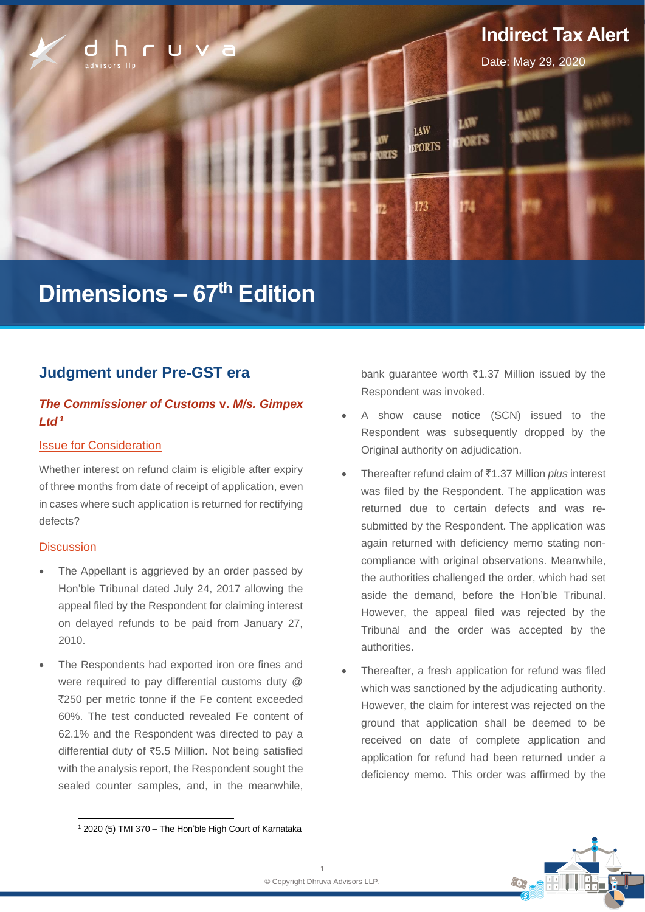Indirect Tax Alert

Date: May 29, 2020

# Dimensions – 67th Edition

## Judgment under Pre-GST era

### *The Commissioner of Customs* v. *M/s. Gimpex Ltd*[1]

#### Issue for Consideration

Whether interest on refund claim is eligible after expiry of three months from date of receipt of application, even in cases where such application is returned for rectifying defects?

#### Discussion

- The Appellant is aggrieved by an order passed by Hon'ble Tribunal dated July 24, 2017 allowing the appeal filed by the Respondent for claiming interest on delayed refunds to be paid from January 27, 2010.
- The Respondents had exported iron ore fines and were required to pay differential customs duty @ ₹250 per metric tonne if the Fe content exceeded 60%. The test conducted revealed Fe content of 62.1% and the Respondent was directed to pay a differential duty of ₹5.5 Million. Not being satisfied with the analysis report, the Respondent sought the sealed counter samples, and, in the meanwhile, bank guarantee worth ₹1.37 Million issued by the Respondent was invoked.
- A show cause notice (SCN) issued to the Respondent was subsequently dropped by the Original authority on adjudication.
- Thereafter refund claim of ₹1.37 Million *plus* interest was filed by the Respondent. The application was returned due to certain defects and was re-submitted by the Respondent. The application was again returned with deficiency memo stating non-compliance with original observations. Meanwhile, the authorities challenged the order, which had set aside the demand, before the Hon'ble Tribunal. However, the appeal filed was rejected by the Tribunal and the order was accepted by the authorities.
- Thereafter, a fresh application for refund was filed which was sanctioned by the adjudicating authority. However, the claim for interest was rejected on the ground that application shall be deemed to be received on date of complete application and application for refund had been returned under a deficiency memo. This order was affirmed by the

[1] 2020 (5) TMI 370 – The Hon'ble High Court of Karnataka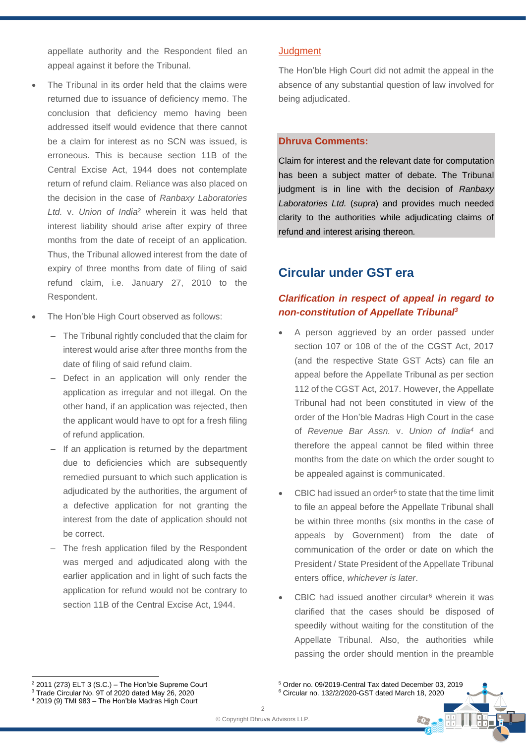appellate authority and the Respondent filed an appeal against it before the Tribunal.

- The Tribunal in its order held that the claims were returned due to issuance of deficiency memo. The conclusion that deficiency memo having been addressed itself would evidence that there cannot be a claim for interest as no SCN was issued, is erroneous. This is because section 11B of the Central Excise Act, 1944 does not contemplate return of refund claim. Reliance was also placed on the decision in the case of *Ranbaxy Laboratories Ltd.* v. *Union of India*[2] wherein it was held that interest liability should arise after expiry of three months from the date of receipt of an application. Thus, the Tribunal allowed interest from the date of expiry of three months from date of filing of said refund claim, i.e. January 27, 2010 to the Respondent.
- The Hon'ble High Court observed as follows:
  - The Tribunal rightly concluded that the claim for interest would arise after three months from the date of filing of said refund claim.
  - Defect in an application will only render the application as irregular and not illegal. On the other hand, if an application was rejected, then the applicant would have to opt for a fresh filing of refund application.
  - If an application is returned by the department due to deficiencies which are subsequently remedied pursuant to which such application is adjudicated by the authorities, the argument of a defective application for not granting the interest from the date of application should not be correct.
  - The fresh application filed by the Respondent was merged and adjudicated along with the earlier application and in light of such facts the application for refund would not be contrary to section 11B of the Central Excise Act, 1944.

### Judgment

The Hon'ble High Court did not admit the appeal in the absence of any substantial question of law involved for being adjudicated.

**Dhruva Comments:**

Claim for interest and the relevant date for computation has been a subject matter of debate. The Tribunal judgment is in line with the decision of *Ranbaxy Laboratories Ltd.* (*supra*) and provides much needed clarity to the authorities while adjudicating claims of refund and interest arising thereon.

## Circular under GST era

### *Clarification in respect of appeal in regard to non-constitution of Appellate Tribunal*[3]

- A person aggrieved by an order passed under section 107 or 108 of the of the CGST Act, 2017 (and the respective State GST Acts) can file an appeal before the Appellate Tribunal as per section 112 of the CGST Act, 2017. However, the Appellate Tribunal had not been constituted in view of the order of the Hon'ble Madras High Court in the case of *Revenue Bar Assn.* v. *Union of India*[4] and therefore the appeal cannot be filed within three months from the date on which the order sought to be appealed against is communicated.
- CBIC had issued an order[5] to state that the time limit to file an appeal before the Appellate Tribunal shall be within three months (six months in the case of appeals by Government) from the date of communication of the order or date on which the President / State President of the Appellate Tribunal enters office, *whichever is later*.
- CBIC had issued another circular[6] wherein it was clarified that the cases should be disposed of speedily without waiting for the constitution of the Appellate Tribunal. Also, the authorities while passing the order should mention in the preamble

---

[2] 2011 (273) ELT 3 (S.C.) – The Hon'ble Supreme Court
[3] Trade Circular No. 9T of 2020 dated May 26, 2020
[4] 2019 (9) TMI 983 – The Hon'ble Madras High Court
[5] Order no. 09/2019-Central Tax dated December 03, 2019
[6] Circular no. 132/2/2020-GST dated March 18, 2020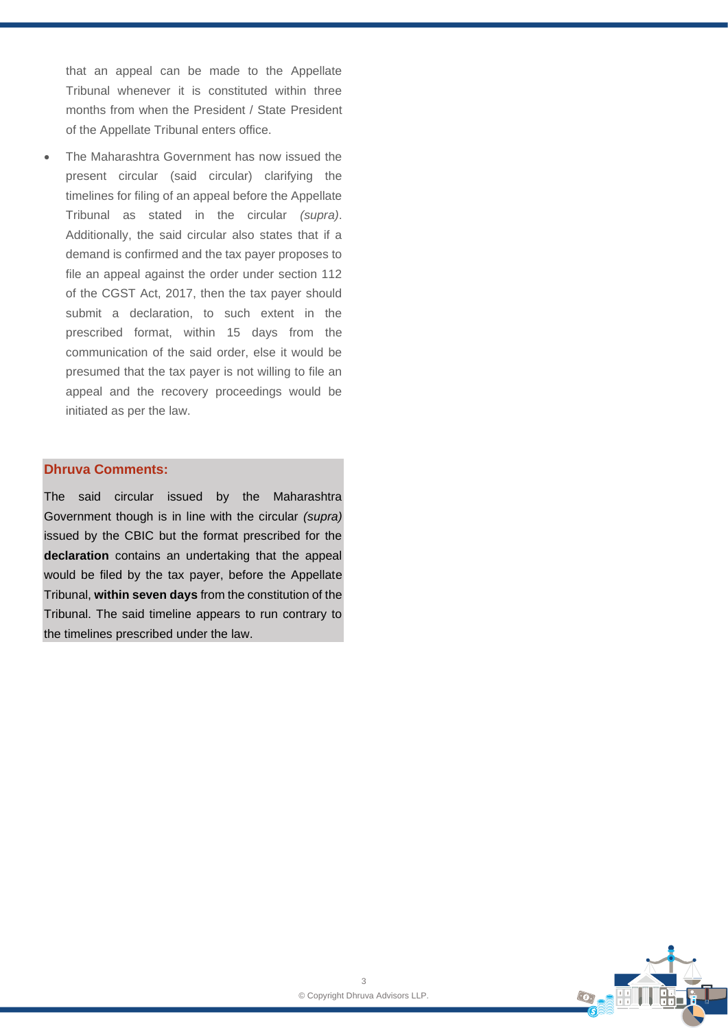that an appeal can be made to the Appellate Tribunal whenever it is constituted within three months from when the President / State President of the Appellate Tribunal enters office.

- The Maharashtra Government has now issued the present circular (said circular) clarifying the timelines for filing of an appeal before the Appellate Tribunal as stated in the circular *(supra)*. Additionally, the said circular also states that if a demand is confirmed and the tax payer proposes to file an appeal against the order under section 112 of the CGST Act, 2017, then the tax payer should submit a declaration, to such extent in the prescribed format, within 15 days from the communication of the said order, else it would be presumed that the tax payer is not willing to file an appeal and the recovery proceedings would be initiated as per the law.

**Dhruva Comments:**

The said circular issued by the Maharashtra Government though is in line with the circular *(supra)* issued by the CBIC but the format prescribed for the **declaration** contains an undertaking that the appeal would be filed by the tax payer, before the Appellate Tribunal, **within seven days** from the constitution of the Tribunal. The said timeline appears to run contrary to the timelines prescribed under the law.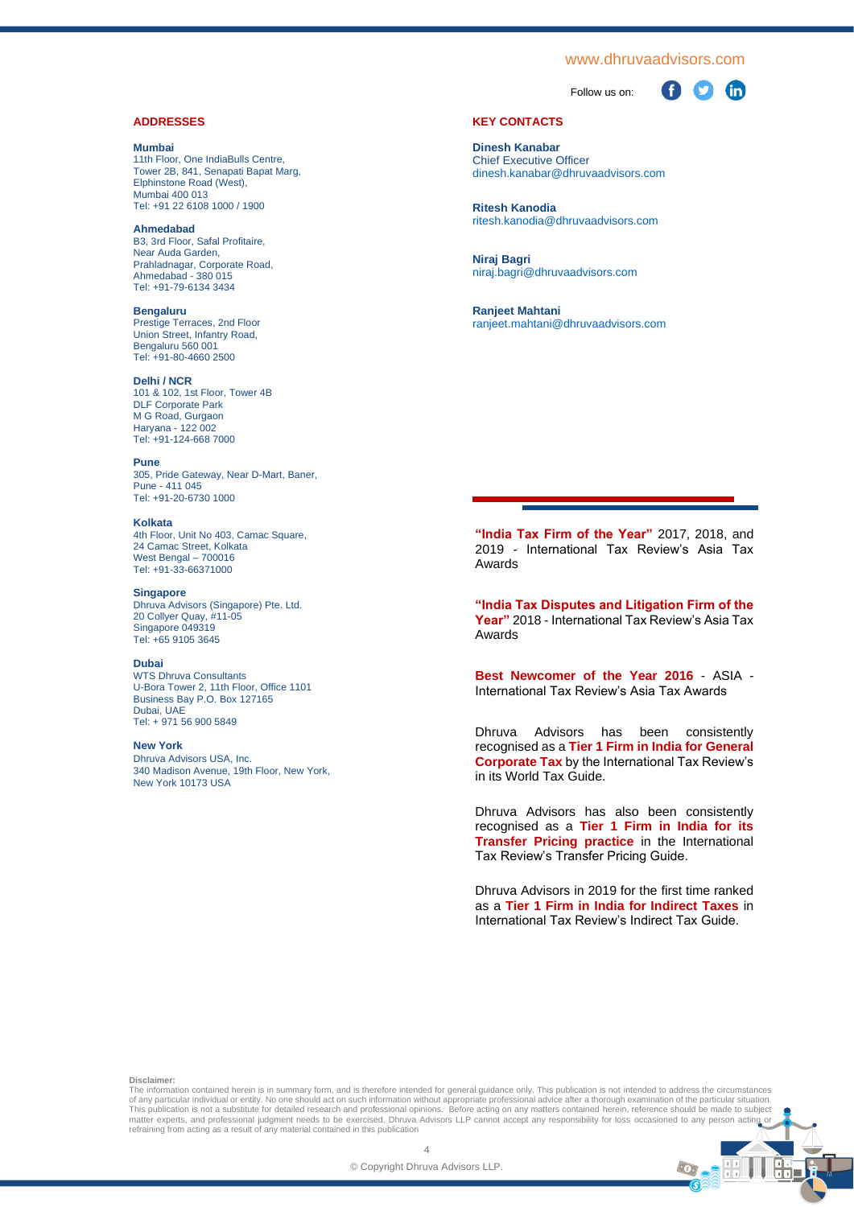www.dhruvaadvisors.com

Follow us on:

## ADDRESSES

**Mumbai**
11th Floor, One IndiaBulls Centre,
Tower 2B, 841, Senapati Bapat Marg,
Elphinstone Road (West),
Mumbai 400 013
Tel: +91 22 6108 1000 / 1900

**Ahmedabad**
B3, 3rd Floor, Safal Profitaire,
Near Auda Garden,
Prahladnagar, Corporate Road,
Ahmedabad - 380 015
Tel: +91-79-6134 3434

**Bengaluru**
Prestige Terraces, 2nd Floor
Union Street, Infantry Road,
Bengaluru 560 001
Tel: +91-80-4660 2500

**Delhi / NCR**
101 & 102, 1st Floor, Tower 4B
DLF Corporate Park
M G Road, Gurgaon
Haryana - 122 002
Tel: +91-124-668 7000

**Pune**
305, Pride Gateway, Near D-Mart, Baner,
Pune - 411 045
Tel: +91-20-6730 1000

**Kolkata**
4th Floor, Unit No 403, Camac Square,
24 Camac Street, Kolkata
West Bengal – 700016
Tel: +91-33-66371000

**Singapore**
Dhruva Advisors (Singapore) Pte. Ltd.
20 Collyer Quay, #11-05
Singapore 049319
Tel: +65 9105 3645

**Dubai**
WTS Dhruva Consultants
U-Bora Tower 2, 11th Floor, Office 1101
Business Bay P.O. Box 127165
Dubai, UAE
Tel: + 971 56 900 5849

**New York**
Dhruva Advisors USA, Inc.
340 Madison Avenue, 19th Floor, New York,
New York 10173 USA

## KEY CONTACTS

**Dinesh Kanabar**
Chief Executive Officer
dinesh.kanabar@dhruvaadvisors.com

**Ritesh Kanodia**
ritesh.kanodia@dhruvaadvisors.com

**Niraj Bagri**
niraj.bagri@dhruvaadvisors.com

**Ranjeet Mahtani**
ranjeet.mahtani@dhruvaadvisors.com

**"India Tax Firm of the Year"** 2017, 2018, and 2019 - International Tax Review's Asia Tax Awards

**"India Tax Disputes and Litigation Firm of the Year"** 2018 - International Tax Review's Asia Tax Awards

**Best Newcomer of the Year 2016** - ASIA - International Tax Review's Asia Tax Awards

Dhruva Advisors has been consistently recognised as a **Tier 1 Firm in India for General Corporate Tax** by the International Tax Review's in its World Tax Guide.

Dhruva Advisors has also been consistently recognised as a **Tier 1 Firm in India for its Transfer Pricing practice** in the International Tax Review's Transfer Pricing Guide.

Dhruva Advisors in 2019 for the first time ranked as a **Tier 1 Firm in India for Indirect Taxes** in International Tax Review's Indirect Tax Guide.

**Disclaimer:**
The information contained herein is in summary form, and is therefore intended for general guidance only. This publication is not intended to address the circumstances of any particular individual or entity. No one should act on such information without appropriate professional advice after a thorough examination of the particular situation. This publication is not a substitute for detailed research and professional opinions. Before acting on any matters contained herein, reference should be made to subject matter experts, and professional judgment needs to be exercised. Dhruva Advisors LLP cannot accept any responsibility for loss occasioned to any person acting or refraining from acting as a result of any material contained in this publication

© Copyright Dhruva Advisors LLP.